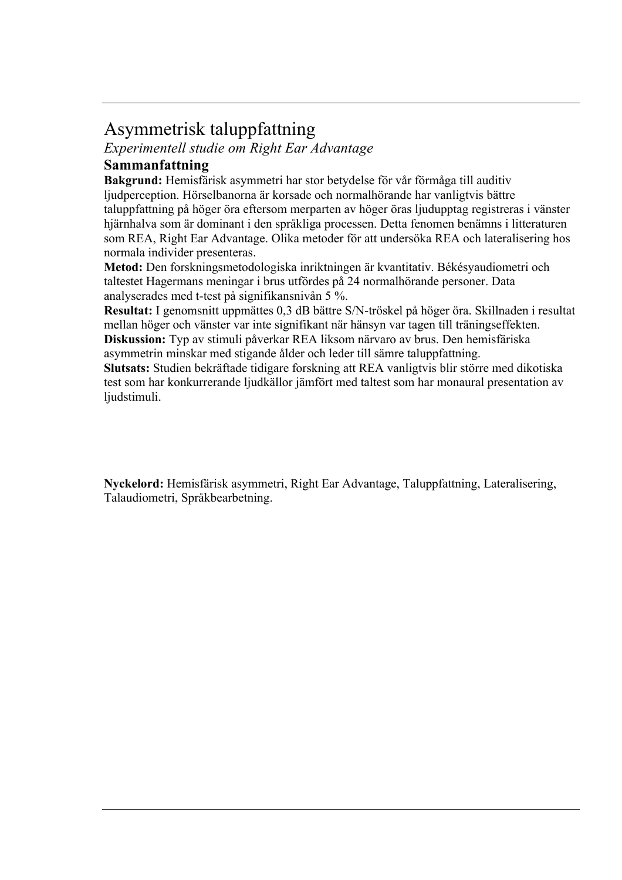# Asymmetrisk taluppfattning

*Experimentell studie om Right Ear Advantage*

## Sammanfattning

**Bakgrund:** Hemisfärisk asymmetri har stor betydelse för vår förmåga till auditiv ljudperception. Hörselbanorna är korsade och normalhörande har vanligtvis bättre taluppfattning på höger öra eftersom merparten av höger öras ljudupptag registreras i vänster hjärnhalva som är dominant i den språkliga processen. Detta fenomen benämns i litteraturen som REA, Right Ear Advantage. Olika metoder för att undersöka REA och lateralisering hos normala individer presenteras.

**Metod:** Den forskningsmetodologiska inriktningen är kvantitativ. Békésyaudiometri och taltestet Hagermans meningar i brus utfördes på 24 normalhörande personer. Data analyserades med t-test på signifikansnivån 5 %.

**Resultat:** I genomsnitt uppmättes 0,3 dB bättre S/N-tröskel på höger öra. Skillnaden i resultat mellan höger och vänster var inte signifikant när hänsyn var tagen till träningseffekten.

**Diskussion:** Typ av stimuli påverkar REA liksom närvaro av brus. Den hemisfäriska asymmetrin minskar med stigande ålder och leder till sämre taluppfattning.

**Slutsats:** Studien bekräftade tidigare forskning att REA vanligtvis blir större med dikotiska test som har konkurrerande ljudkällor jämfört med taltest som har monaural presentation av ljudstimuli.

**Nyckelord:** Hemisfärisk asymmetri, Right Ear Advantage, Taluppfattning, Lateralisering, Talaudiometri, Språkbearbetning.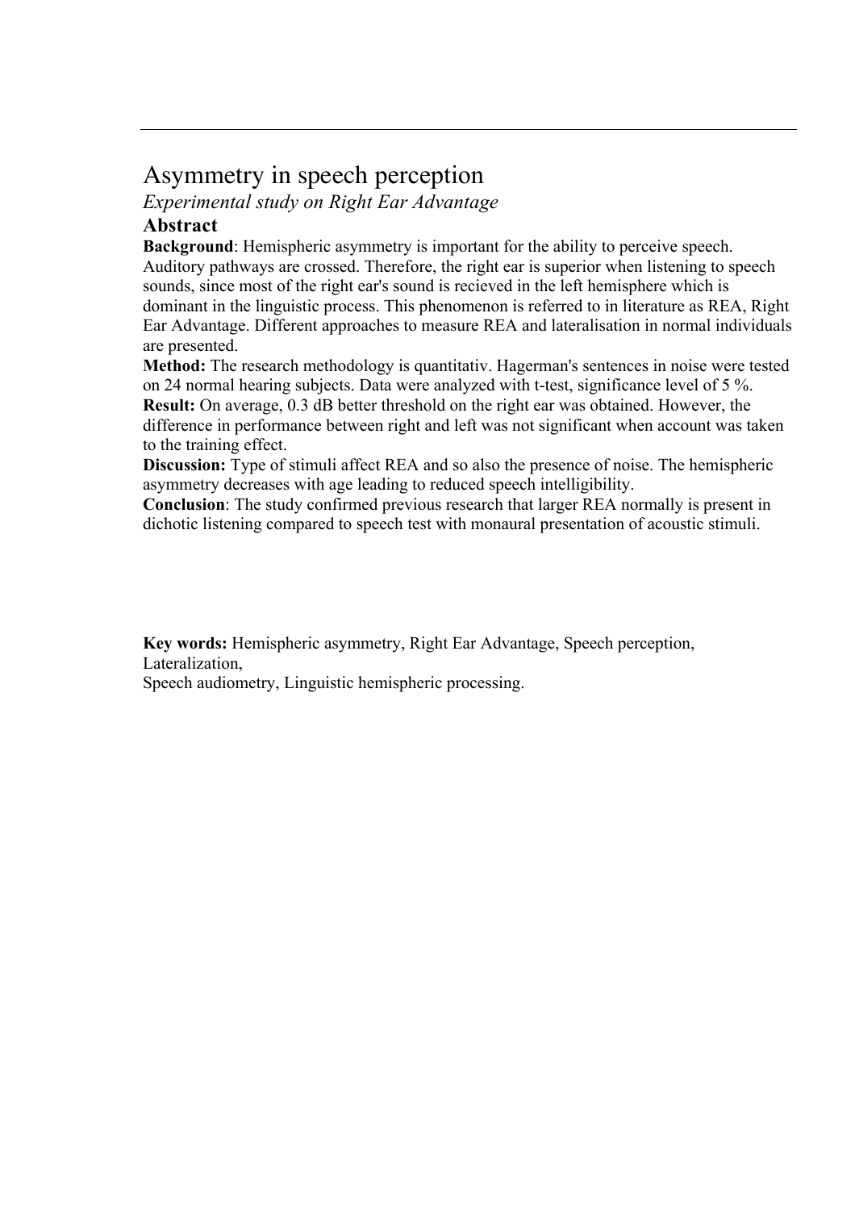# Asymmetry in speech perception

*Experimental study on Right Ear Advantage*

## Abstract

**Background**: Hemispheric asymmetry is important for the ability to perceive speech. Auditory pathways are crossed. Therefore, the right ear is superior when listening to speech sounds, since most of the right ear's sound is recieved in the left hemisphere which is dominant in the linguistic process. This phenomenon is referred to in literature as REA, Right Ear Advantage. Different approaches to measure REA and lateralisation in normal individuals are presented.

**Method:** The research methodology is quantitativ. Hagerman's sentences in noise were tested on 24 normal hearing subjects. Data were analyzed with t-test, significance level of 5 %.

**Result:** On average, 0.3 dB better threshold on the right ear was obtained. However, the difference in performance between right and left was not significant when account was taken to the training effect.

**Discussion:** Type of stimuli affect REA and so also the presence of noise. The hemispheric asymmetry decreases with age leading to reduced speech intelligibility.

**Conclusion**: The study confirmed previous research that larger REA normally is present in dichotic listening compared to speech test with monaural presentation of acoustic stimuli.

**Key words:** Hemispheric asymmetry, Right Ear Advantage, Speech perception, Lateralization,
Speech audiometry, Linguistic hemispheric processing.